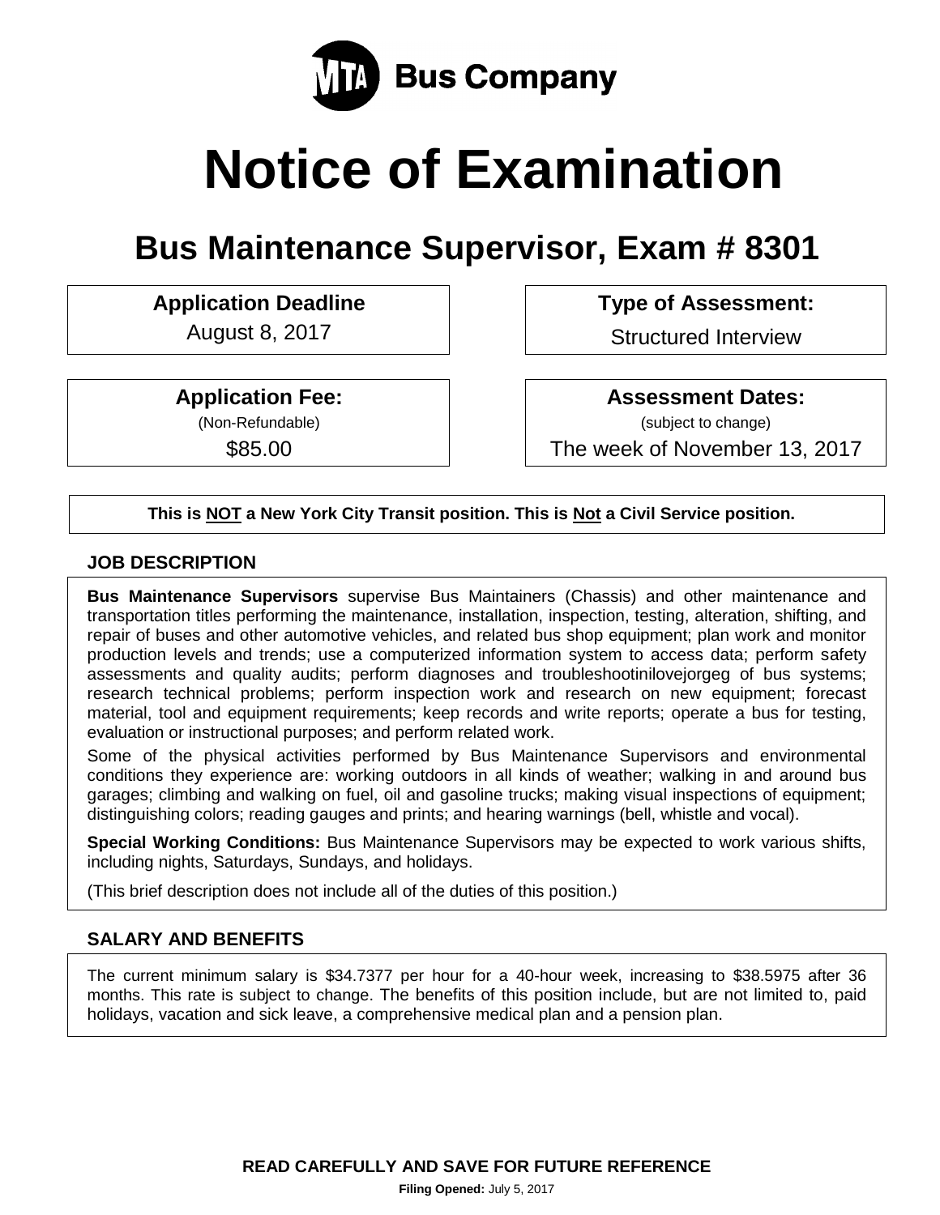MTA Bus Company

# Notice of Examination

## Bus Maintenance Supervisor, Exam # 8301

| | |
|---|---|
| **Application Deadline**<br>August 8, 2017 | **Type of Assessment:**<br>Structured Interview |
| **Application Fee:**<br>(Non-Refundable)<br>$85.00 | **Assessment Dates:**<br>(subject to change)<br>The week of November 13, 2017 |

**This is NOT a New York City Transit position. This is Not a Civil Service position.**

### JOB DESCRIPTION

**Bus Maintenance Supervisors** supervise Bus Maintainers (Chassis) and other maintenance and transportation titles performing the maintenance, installation, inspection, testing, alteration, shifting, and repair of buses and other automotive vehicles, and related bus shop equipment; plan work and monitor production levels and trends; use a computerized information system to access data; perform safety assessments and quality audits; perform diagnoses and troubleshootinilovejorgeg of bus systems; research technical problems; perform inspection work and research on new equipment; forecast material, tool and equipment requirements; keep records and write reports; operate a bus for testing, evaluation or instructional purposes; and perform related work.

Some of the physical activities performed by Bus Maintenance Supervisors and environmental conditions they experience are: working outdoors in all kinds of weather; walking in and around bus garages; climbing and walking on fuel, oil and gasoline trucks; making visual inspections of equipment; distinguishing colors; reading gauges and prints; and hearing warnings (bell, whistle and vocal).

**Special Working Conditions:** Bus Maintenance Supervisors may be expected to work various shifts, including nights, Saturdays, Sundays, and holidays.

(This brief description does not include all of the duties of this position.)

### SALARY AND BENEFITS

The current minimum salary is $34.7377 per hour for a 40-hour week, increasing to $38.5975 after 36 months. This rate is subject to change. The benefits of this position include, but are not limited to, paid holidays, vacation and sick leave, a comprehensive medical plan and a pension plan.

**READ CAREFULLY AND SAVE FOR FUTURE REFERENCE**

**Filing Opened:** July 5, 2017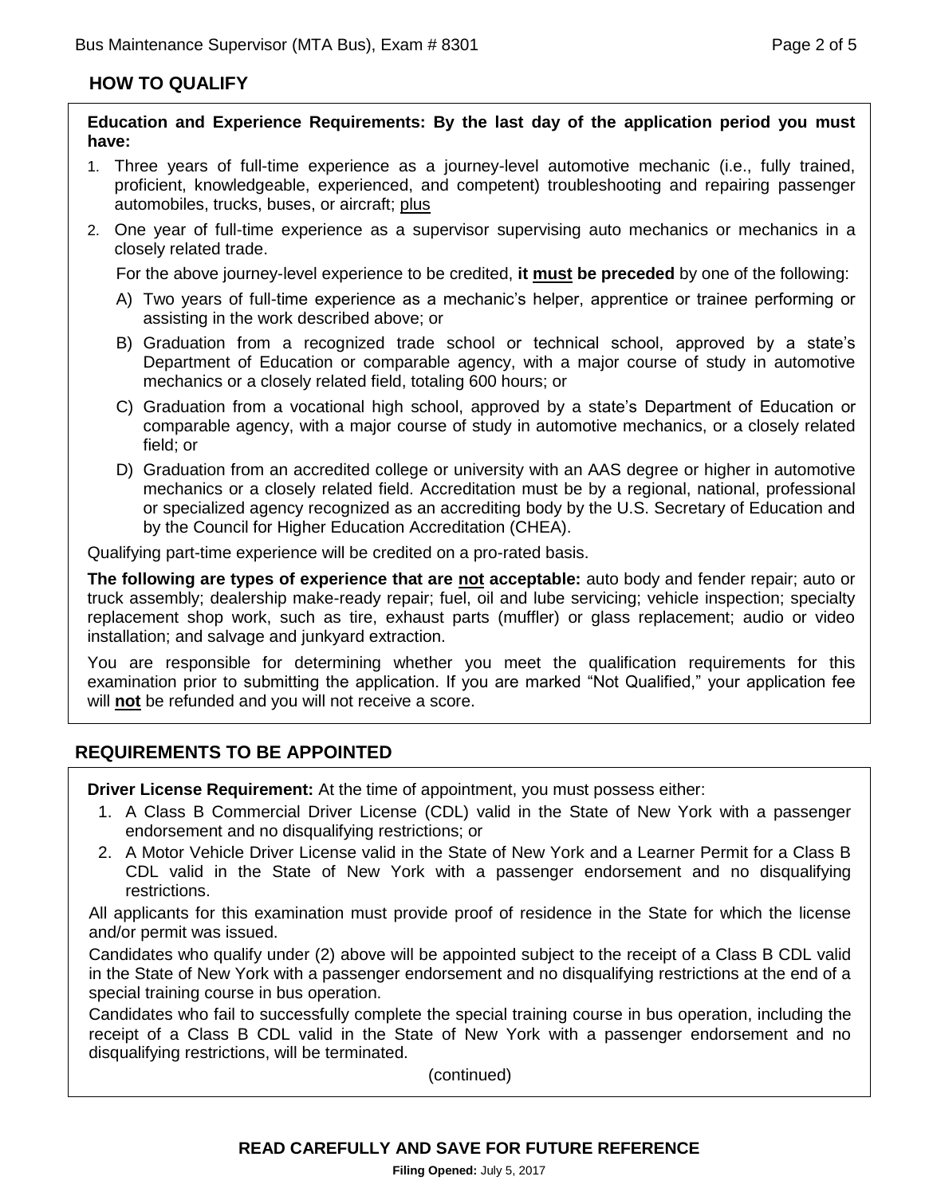## HOW TO QUALIFY

**Education and Experience Requirements: By the last day of the application period you must have:**

1. Three years of full-time experience as a journey-level automotive mechanic (i.e., fully trained, proficient, knowledgeable, experienced, and competent) troubleshooting and repairing passenger automobiles, trucks, buses, or aircraft; <u>plus</u>
2. One year of full-time experience as a supervisor supervising auto mechanics or mechanics in a closely related trade.

   For the above journey-level experience to be credited, **it <u>must</u> be preceded** by one of the following:

   A) Two years of full-time experience as a mechanic's helper, apprentice or trainee performing or assisting in the work described above; or

   B) Graduation from a recognized trade school or technical school, approved by a state's Department of Education or comparable agency, with a major course of study in automotive mechanics or a closely related field, totaling 600 hours; or

   C) Graduation from a vocational high school, approved by a state's Department of Education or comparable agency, with a major course of study in automotive mechanics, or a closely related field; or

   D) Graduation from an accredited college or university with an AAS degree or higher in automotive mechanics or a closely related field. Accreditation must be by a regional, national, professional or specialized agency recognized as an accrediting body by the U.S. Secretary of Education and by the Council for Higher Education Accreditation (CHEA).

Qualifying part-time experience will be credited on a pro-rated basis.

**The following are types of experience that are <u>not</u> acceptable:** auto body and fender repair; auto or truck assembly; dealership make-ready repair; fuel, oil and lube servicing; vehicle inspection; specialty replacement shop work, such as tire, exhaust parts (muffler) or glass replacement; audio or video installation; and salvage and junkyard extraction.

You are responsible for determining whether you meet the qualification requirements for this examination prior to submitting the application. If you are marked "Not Qualified," your application fee will **<u>not</u>** be refunded and you will not receive a score.

## REQUIREMENTS TO BE APPOINTED

**Driver License Requirement:** At the time of appointment, you must possess either:

1. A Class B Commercial Driver License (CDL) valid in the State of New York with a passenger endorsement and no disqualifying restrictions; or
2. A Motor Vehicle Driver License valid in the State of New York and a Learner Permit for a Class B CDL valid in the State of New York with a passenger endorsement and no disqualifying restrictions.

All applicants for this examination must provide proof of residence in the State for which the license and/or permit was issued.

Candidates who qualify under (2) above will be appointed subject to the receipt of a Class B CDL valid in the State of New York with a passenger endorsement and no disqualifying restrictions at the end of a special training course in bus operation.

Candidates who fail to successfully complete the special training course in bus operation, including the receipt of a Class B CDL valid in the State of New York with a passenger endorsement and no disqualifying restrictions, will be terminated.

(continued)

**READ CAREFULLY AND SAVE FOR FUTURE REFERENCE**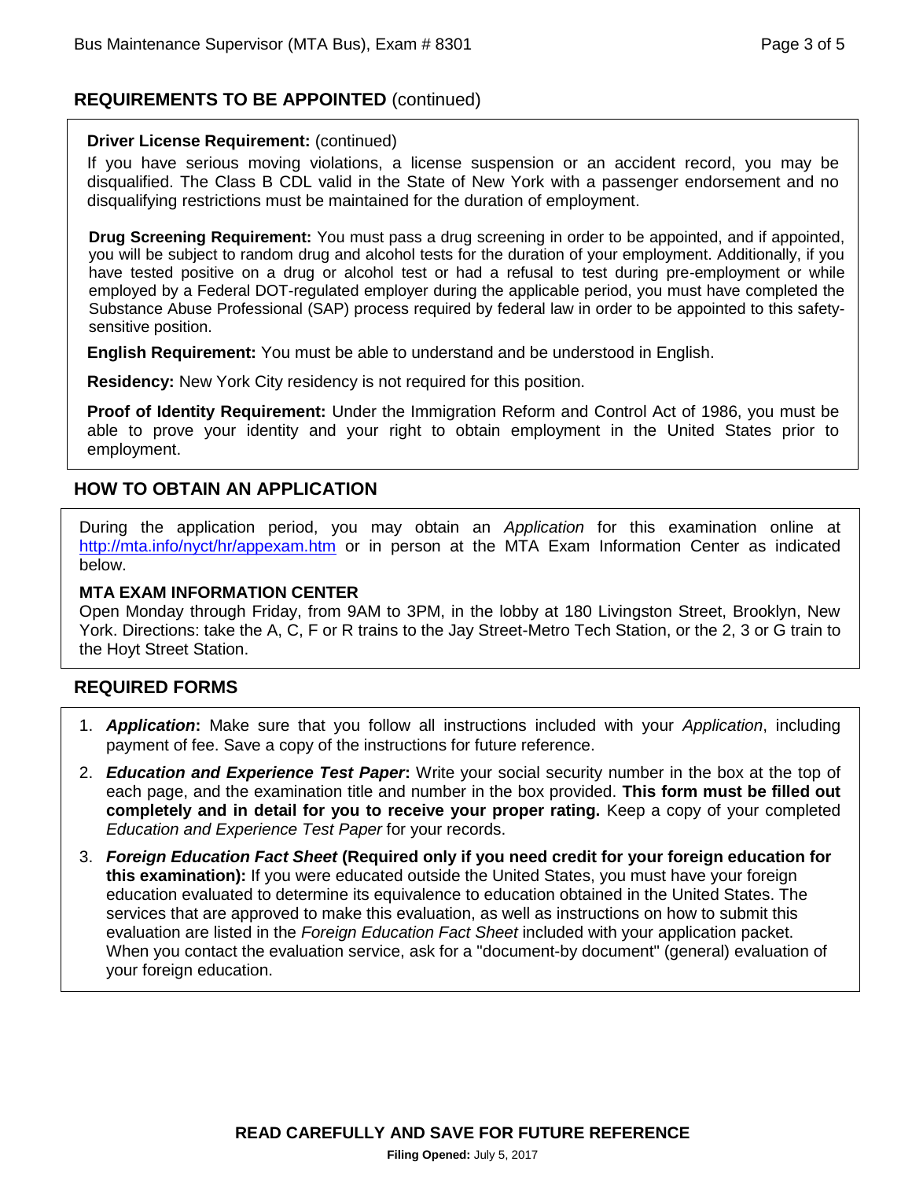## REQUIREMENTS TO BE APPOINTED (continued)

**Driver License Requirement:** (continued)

If you have serious moving violations, a license suspension or an accident record, you may be disqualified. The Class B CDL valid in the State of New York with a passenger endorsement and no disqualifying restrictions must be maintained for the duration of employment.

**Drug Screening Requirement:** You must pass a drug screening in order to be appointed, and if appointed, you will be subject to random drug and alcohol tests for the duration of your employment. Additionally, if you have tested positive on a drug or alcohol test or had a refusal to test during pre-employment or while employed by a Federal DOT-regulated employer during the applicable period, you must have completed the Substance Abuse Professional (SAP) process required by federal law in order to be appointed to this safety-sensitive position.

**English Requirement:** You must be able to understand and be understood in English.

**Residency:** New York City residency is not required for this position.

**Proof of Identity Requirement:** Under the Immigration Reform and Control Act of 1986, you must be able to prove your identity and your right to obtain employment in the United States prior to employment.

## HOW TO OBTAIN AN APPLICATION

During the application period, you may obtain an *Application* for this examination online at http://mta.info/nyct/hr/appexam.htm or in person at the MTA Exam Information Center as indicated below.

**MTA EXAM INFORMATION CENTER**

Open Monday through Friday, from 9AM to 3PM, in the lobby at 180 Livingston Street, Brooklyn, New York. Directions: take the A, C, F or R trains to the Jay Street-Metro Tech Station, or the 2, 3 or G train to the Hoyt Street Station.

## REQUIRED FORMS

1. ***Application*:** Make sure that you follow all instructions included with your *Application*, including payment of fee. Save a copy of the instructions for future reference.
2. ***Education and Experience Test Paper*:** Write your social security number in the box at the top of each page, and the examination title and number in the box provided. **This form must be filled out completely and in detail for you to receive your proper rating.** Keep a copy of your completed *Education and Experience Test Paper* for your records.
3. ***Foreign Education Fact Sheet* (Required only if you need credit for your foreign education for this examination):** If you were educated outside the United States, you must have your foreign education evaluated to determine its equivalence to education obtained in the United States. The services that are approved to make this evaluation, as well as instructions on how to submit this evaluation are listed in the *Foreign Education Fact Sheet* included with your application packet. When you contact the evaluation service, ask for a "document-by document" (general) evaluation of your foreign education.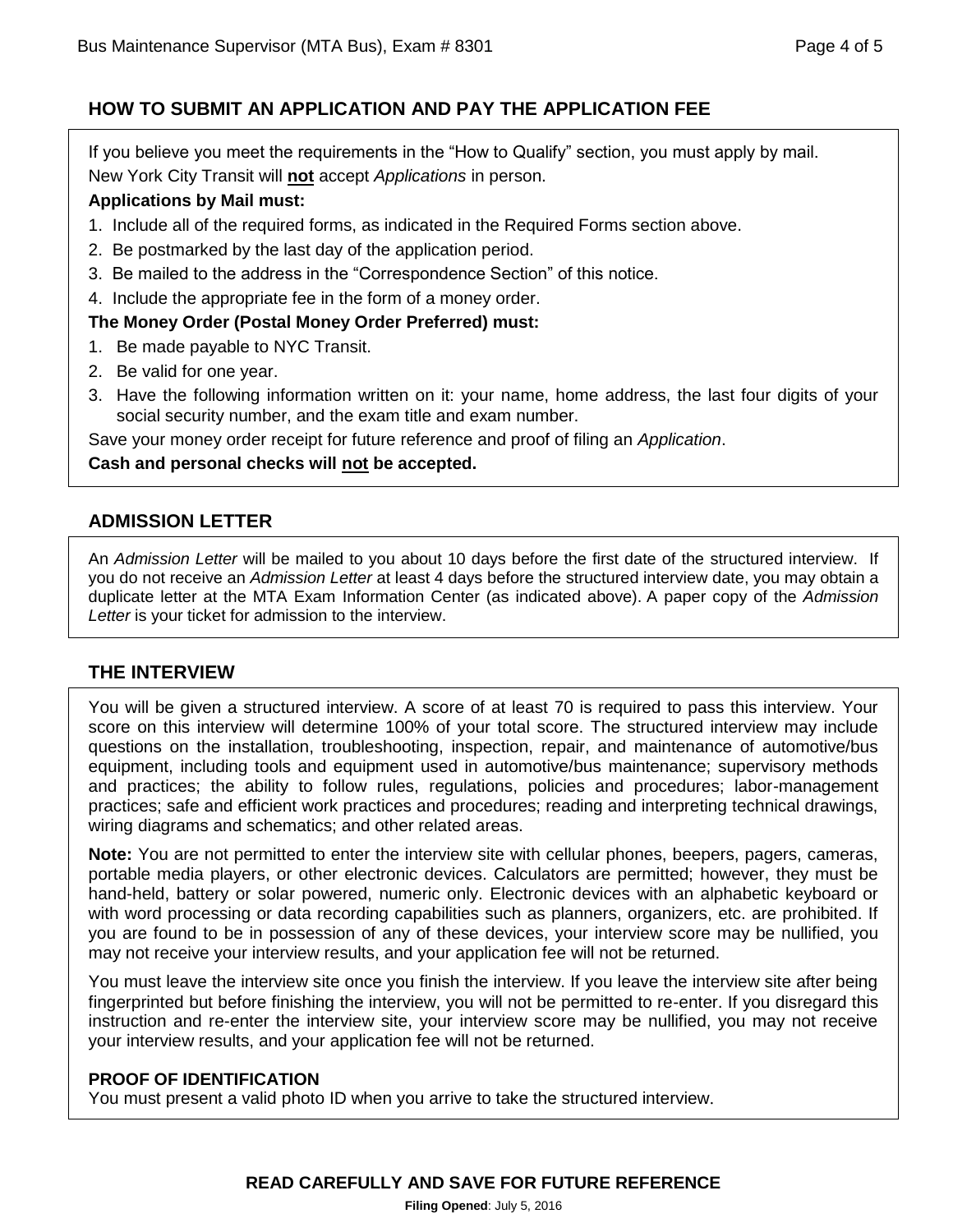## HOW TO SUBMIT AN APPLICATION AND PAY THE APPLICATION FEE

If you believe you meet the requirements in the "How to Qualify" section, you must apply by mail.
New York City Transit will **not** accept *Applications* in person.

**Applications by Mail must:**

1. Include all of the required forms, as indicated in the Required Forms section above.
2. Be postmarked by the last day of the application period.
3. Be mailed to the address in the "Correspondence Section" of this notice.
4. Include the appropriate fee in the form of a money order.

**The Money Order (Postal Money Order Preferred) must:**

1. Be made payable to NYC Transit.
2. Be valid for one year.
3. Have the following information written on it: your name, home address, the last four digits of your social security number, and the exam title and exam number.

Save your money order receipt for future reference and proof of filing an *Application*.

**Cash and personal checks will not be accepted.**

## ADMISSION LETTER

An *Admission Letter* will be mailed to you about 10 days before the first date of the structured interview. If you do not receive an *Admission Letter* at least 4 days before the structured interview date, you may obtain a duplicate letter at the MTA Exam Information Center (as indicated above). A paper copy of the *Admission Letter* is your ticket for admission to the interview.

## THE INTERVIEW

You will be given a structured interview. A score of at least 70 is required to pass this interview. Your score on this interview will determine 100% of your total score. The structured interview may include questions on the installation, troubleshooting, inspection, repair, and maintenance of automotive/bus equipment, including tools and equipment used in automotive/bus maintenance; supervisory methods and practices; the ability to follow rules, regulations, policies and procedures; labor-management practices; safe and efficient work practices and procedures; reading and interpreting technical drawings, wiring diagrams and schematics; and other related areas.

**Note:** You are not permitted to enter the interview site with cellular phones, beepers, pagers, cameras, portable media players, or other electronic devices. Calculators are permitted; however, they must be hand-held, battery or solar powered, numeric only. Electronic devices with an alphabetic keyboard or with word processing or data recording capabilities such as planners, organizers, etc. are prohibited. If you are found to be in possession of any of these devices, your interview score may be nullified, you may not receive your interview results, and your application fee will not be returned.

You must leave the interview site once you finish the interview. If you leave the interview site after being fingerprinted but before finishing the interview, you will not be permitted to re-enter. If you disregard this instruction and re-enter the interview site, your interview score may be nullified, you may not receive your interview results, and your application fee will not be returned.

**PROOF OF IDENTIFICATION**

You must present a valid photo ID when you arrive to take the structured interview.

**READ CAREFULLY AND SAVE FOR FUTURE REFERENCE**

**Filing Opened**: July 5, 2016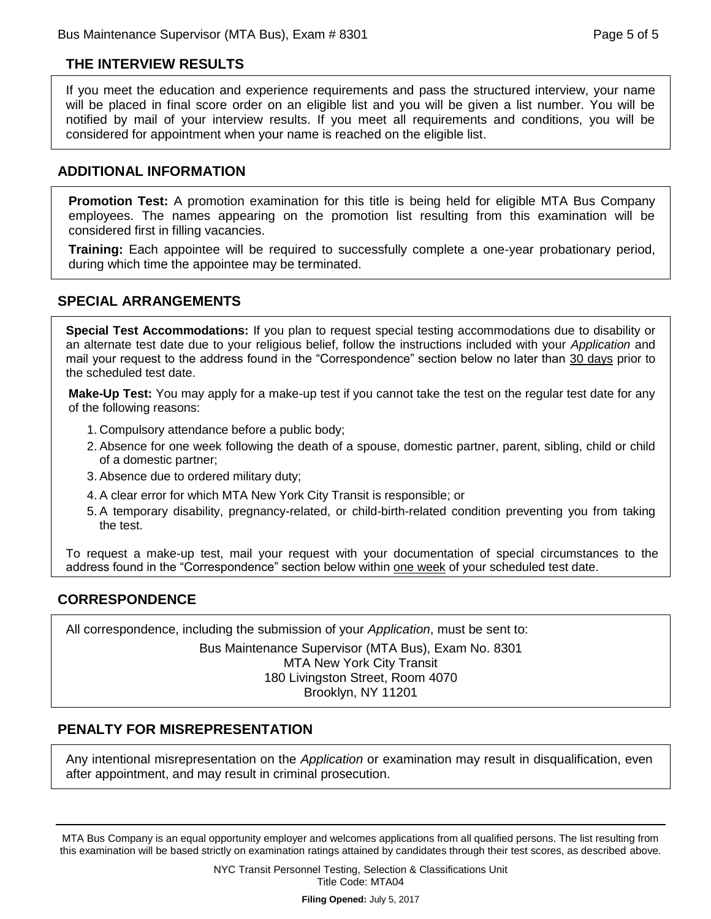## THE INTERVIEW RESULTS

If you meet the education and experience requirements and pass the structured interview, your name will be placed in final score order on an eligible list and you will be given a list number. You will be notified by mail of your interview results. If you meet all requirements and conditions, you will be considered for appointment when your name is reached on the eligible list.

## ADDITIONAL INFORMATION

**Promotion Test:** A promotion examination for this title is being held for eligible MTA Bus Company employees. The names appearing on the promotion list resulting from this examination will be considered first in filling vacancies.

**Training:** Each appointee will be required to successfully complete a one-year probationary period, during which time the appointee may be terminated.

## SPECIAL ARRANGEMENTS

**Special Test Accommodations:** If you plan to request special testing accommodations due to disability or an alternate test date due to your religious belief, follow the instructions included with your *Application* and mail your request to the address found in the "Correspondence" section below no later than <u>30 days</u> prior to the scheduled test date.

**Make-Up Test:** You may apply for a make-up test if you cannot take the test on the regular test date for any of the following reasons:

1. Compulsory attendance before a public body;
2. Absence for one week following the death of a spouse, domestic partner, parent, sibling, child or child of a domestic partner;
3. Absence due to ordered military duty;
4. A clear error for which MTA New York City Transit is responsible; or
5. A temporary disability, pregnancy-related, or child-birth-related condition preventing you from taking the test.

To request a make-up test, mail your request with your documentation of special circumstances to the address found in the "Correspondence" section below within <u>one week</u> of your scheduled test date.

## CORRESPONDENCE

All correspondence, including the submission of your *Application*, must be sent to:

Bus Maintenance Supervisor (MTA Bus), Exam No. 8301
MTA New York City Transit
180 Livingston Street, Room 4070
Brooklyn, NY 11201

## PENALTY FOR MISREPRESENTATION

Any intentional misrepresentation on the *Application* or examination may result in disqualification, even after appointment, and may result in criminal prosecution.

---

MTA Bus Company is an equal opportunity employer and welcomes applications from all qualified persons. The list resulting from this examination will be based strictly on examination ratings attained by candidates through their test scores, as described above.

NYC Transit Personnel Testing, Selection & Classifications Unit
Title Code: MTA04

**Filing Opened:** July 5, 2017